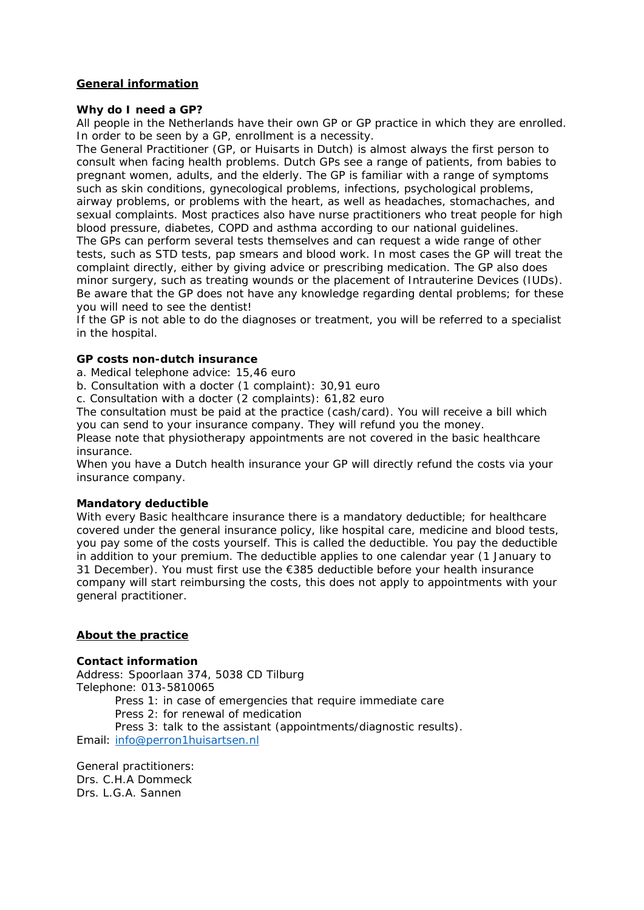## General information

### Why do I need a GP?

All people in the Netherlands have their own GP or GP practice in which they are enrolled. In order to be seen by a GP, enrollment is a necessity.
The General Practitioner (GP, or Huisarts in Dutch) is almost always the first person to consult when facing health problems. Dutch GPs see a range of patients, from babies to pregnant women, adults, and the elderly. The GP is familiar with a range of symptoms such as skin conditions, gynecological problems, infections, psychological problems, airway problems, or problems with the heart, as well as headaches, stomachaches, and sexual complaints. Most practices also have nurse practitioners who treat people for high blood pressure, diabetes, COPD and asthma according to our national guidelines.
The GPs can perform several tests themselves and can request a wide range of other tests, such as STD tests, pap smears and blood work. In most cases the GP will treat the complaint directly, either by giving advice or prescribing medication. The GP also does minor surgery, such as treating wounds or the placement of Intrauterine Devices (IUDs). Be aware that the GP does not have any knowledge regarding dental problems; for these you will need to see the dentist!
If the GP is not able to do the diagnoses or treatment, you will be referred to a specialist in the hospital.

### GP costs non-dutch insurance

a. Medical telephone advice: 15,46 euro
b. Consultation with a docter (1 complaint): 30,91 euro
c. Consultation with a docter (2 complaints): 61,82 euro
The consultation must be paid at the practice (cash/card). You will receive a bill which you can send to your insurance company. They will refund you the money.
Please note that physiotherapy appointments are not covered in the basic healthcare insurance.
When you have a Dutch health insurance your GP will directly refund the costs via your insurance company.

### Mandatory deductible

With every Basic healthcare insurance there is a mandatory deductible; for healthcare covered under the general insurance policy, like hospital care, medicine and blood tests, you pay some of the costs yourself. This is called the deductible. You pay the deductible in addition to your premium. The deductible applies to one calendar year (1 January to 31 December). You must first use the €385 deductible before your health insurance company will start reimbursing the costs, this does not apply to appointments with your general practitioner.

## About the practice

### Contact information

Address: Spoorlaan 374, 5038 CD Tilburg
Telephone: 013-5810065
- Press 1: in case of emergencies that require immediate care
- Press 2: for renewal of medication
- Press 3: talk to the assistant (appointments/diagnostic results).

Email: info@perron1huisartsen.nl

General practitioners:
Drs. C.H.A Dommeck
Drs. L.G.A. Sannen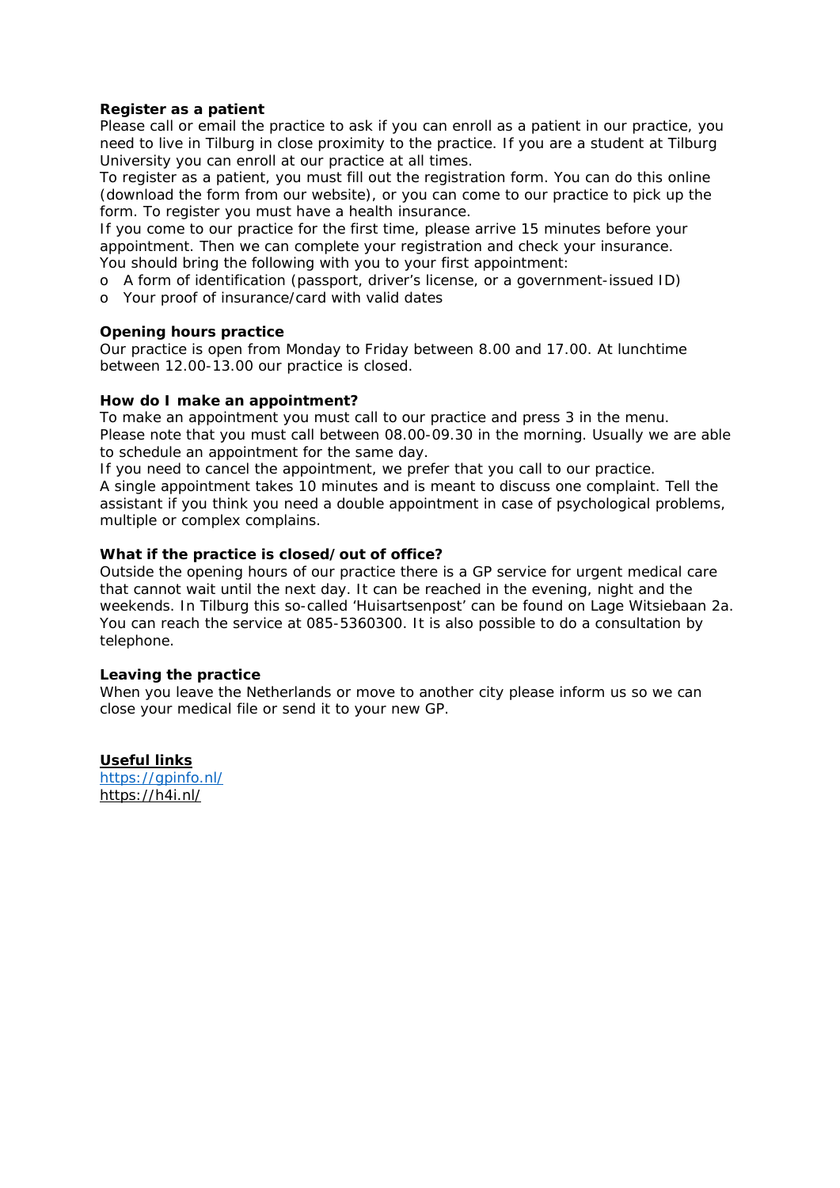**Register as a patient**

Please call or email the practice to ask if you can enroll as a patient in our practice, you need to live in Tilburg in close proximity to the practice. If you are a student at Tilburg University you can enroll at our practice at all times.
To register as a patient, you must fill out the registration form. You can do this online (download the form from our website), or you can come to our practice to pick up the form. To register you must have a health insurance.
If you come to our practice for the first time, please arrive 15 minutes before your appointment. Then we can complete your registration and check your insurance.
You should bring the following with you to your first appointment:

- A form of identification (passport, driver's license, or a government-issued ID)
- Your proof of insurance/card with valid dates

**Opening hours practice**

Our practice is open from Monday to Friday between 8.00 and 17.00. At lunchtime between 12.00-13.00 our practice is closed.

**How do I make an appointment?**

To make an appointment you must call to our practice and press 3 in the menu.
Please note that you must call between 08.00-09.30 in the morning. Usually we are able to schedule an appointment for the same day.
If you need to cancel the appointment, we prefer that you call to our practice.
A single appointment takes 10 minutes and is meant to discuss one complaint. Tell the assistant if you think you need a double appointment in case of psychological problems, multiple or complex complains.

**What if the practice is closed/out of office?**

Outside the opening hours of our practice there is a GP service for urgent medical care that cannot wait until the next day. It can be reached in the evening, night and the weekends. In Tilburg this so-called 'Huisartsenpost' can be found on Lage Witsiebaan 2a. You can reach the service at 085-5360300. It is also possible to do a consultation by telephone.

**Leaving the practice**

When you leave the Netherlands or move to another city please inform us so we can close your medical file or send it to your new GP.

**Useful links**

https://gpinfo.nl/
https://h4i.nl/